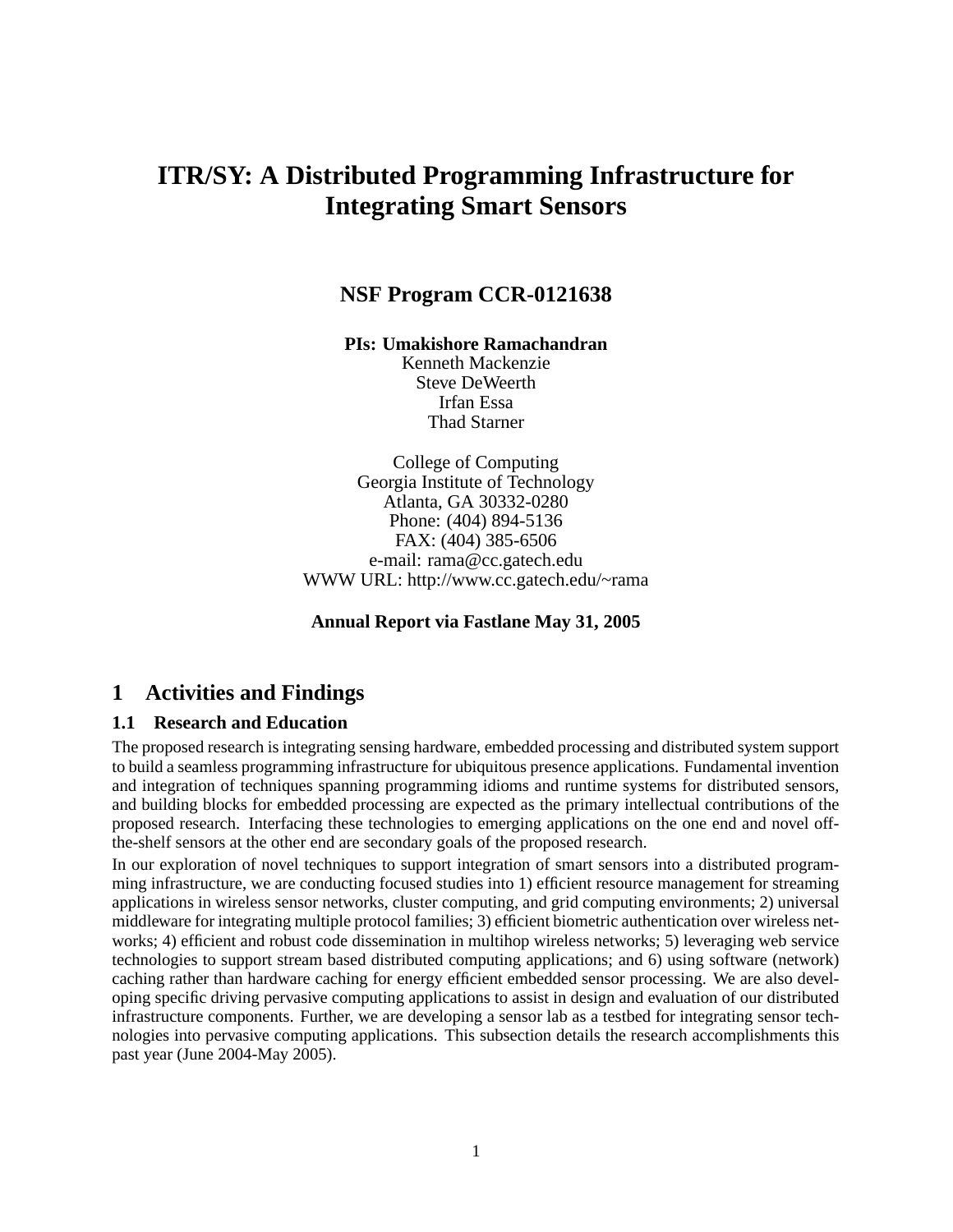# ITR/SY: A Distributed Programming Infrastructure for Integrating Smart Sensors

## NSF Program CCR-0121638

**PIs: Umakishore Ramachandran**
Kenneth Mackenzie
Steve DeWeerth
Irfan Essa
Thad Starner

College of Computing
Georgia Institute of Technology
Atlanta, GA 30332-0280
Phone: (404) 894-5136
FAX: (404) 385-6506
e-mail: rama@cc.gatech.edu
WWW URL: http://www.cc.gatech.edu/~rama

**Annual Report via Fastlane May 31, 2005**

## 1 Activities and Findings

### 1.1 Research and Education

The proposed research is integrating sensing hardware, embedded processing and distributed system support to build a seamless programming infrastructure for ubiquitous presence applications. Fundamental invention and integration of techniques spanning programming idioms and runtime systems for distributed sensors, and building blocks for embedded processing are expected as the primary intellectual contributions of the proposed research. Interfacing these technologies to emerging applications on the one end and novel off-the-shelf sensors at the other end are secondary goals of the proposed research.

In our exploration of novel techniques to support integration of smart sensors into a distributed programming infrastructure, we are conducting focused studies into 1) efficient resource management for streaming applications in wireless sensor networks, cluster computing, and grid computing environments; 2) universal middleware for integrating multiple protocol families; 3) efficient biometric authentication over wireless networks; 4) efficient and robust code dissemination in multihop wireless networks; 5) leveraging web service technologies to support stream based distributed computing applications; and 6) using software (network) caching rather than hardware caching for energy efficient embedded sensor processing. We are also developing specific driving pervasive computing applications to assist in design and evaluation of our distributed infrastructure components. Further, we are developing a sensor lab as a testbed for integrating sensor technologies into pervasive computing applications. This subsection details the research accomplishments this past year (June 2004-May 2005).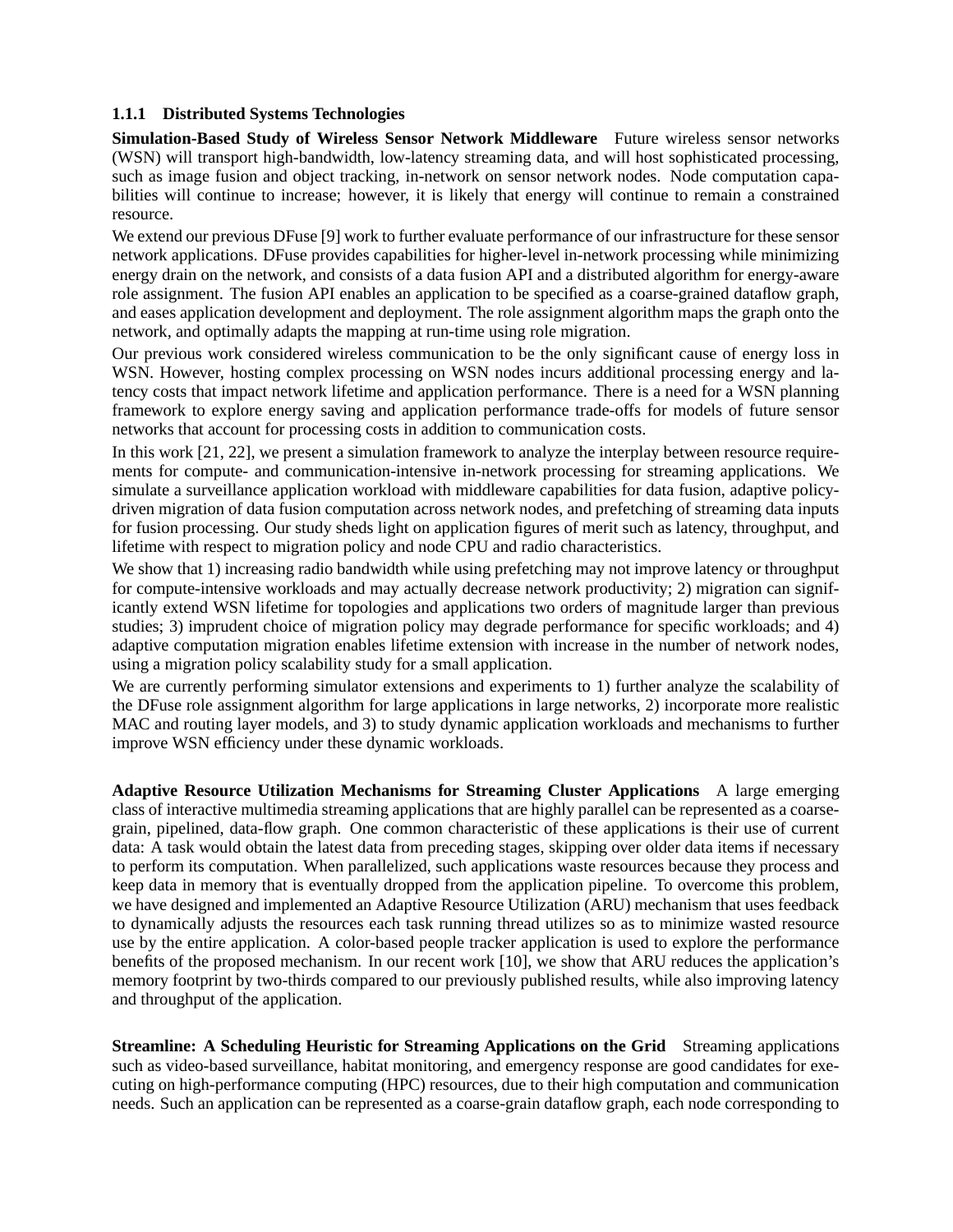### 1.1.1 Distributed Systems Technologies

**Simulation-Based Study of Wireless Sensor Network Middleware** Future wireless sensor networks (WSN) will transport high-bandwidth, low-latency streaming data, and will host sophisticated processing, such as image fusion and object tracking, in-network on sensor network nodes. Node computation capabilities will continue to increase; however, it is likely that energy will continue to remain a constrained resource.

We extend our previous DFuse [9] work to further evaluate performance of our infrastructure for these sensor network applications. DFuse provides capabilities for higher-level in-network processing while minimizing energy drain on the network, and consists of a data fusion API and a distributed algorithm for energy-aware role assignment. The fusion API enables an application to be specified as a coarse-grained dataflow graph, and eases application development and deployment. The role assignment algorithm maps the graph onto the network, and optimally adapts the mapping at run-time using role migration.

Our previous work considered wireless communication to be the only significant cause of energy loss in WSN. However, hosting complex processing on WSN nodes incurs additional processing energy and latency costs that impact network lifetime and application performance. There is a need for a WSN planning framework to explore energy saving and application performance trade-offs for models of future sensor networks that account for processing costs in addition to communication costs.

In this work [21, 22], we present a simulation framework to analyze the interplay between resource requirements for compute- and communication-intensive in-network processing for streaming applications. We simulate a surveillance application workload with middleware capabilities for data fusion, adaptive policy-driven migration of data fusion computation across network nodes, and prefetching of streaming data inputs for fusion processing. Our study sheds light on application figures of merit such as latency, throughput, and lifetime with respect to migration policy and node CPU and radio characteristics.

We show that 1) increasing radio bandwidth while using prefetching may not improve latency or throughput for compute-intensive workloads and may actually decrease network productivity; 2) migration can significantly extend WSN lifetime for topologies and applications two orders of magnitude larger than previous studies; 3) imprudent choice of migration policy may degrade performance for specific workloads; and 4) adaptive computation migration enables lifetime extension with increase in the number of network nodes, using a migration policy scalability study for a small application.

We are currently performing simulator extensions and experiments to 1) further analyze the scalability of the DFuse role assignment algorithm for large applications in large networks, 2) incorporate more realistic MAC and routing layer models, and 3) to study dynamic application workloads and mechanisms to further improve WSN efficiency under these dynamic workloads.

**Adaptive Resource Utilization Mechanisms for Streaming Cluster Applications** A large emerging class of interactive multimedia streaming applications that are highly parallel can be represented as a coarse-grain, pipelined, data-flow graph. One common characteristic of these applications is their use of current data: A task would obtain the latest data from preceding stages, skipping over older data items if necessary to perform its computation. When parallelized, such applications waste resources because they process and keep data in memory that is eventually dropped from the application pipeline. To overcome this problem, we have designed and implemented an Adaptive Resource Utilization (ARU) mechanism that uses feedback to dynamically adjusts the resources each task running thread utilizes so as to minimize wasted resource use by the entire application. A color-based people tracker application is used to explore the performance benefits of the proposed mechanism. In our recent work [10], we show that ARU reduces the application's memory footprint by two-thirds compared to our previously published results, while also improving latency and throughput of the application.

**Streamline: A Scheduling Heuristic for Streaming Applications on the Grid** Streaming applications such as video-based surveillance, habitat monitoring, and emergency response are good candidates for executing on high-performance computing (HPC) resources, due to their high computation and communication needs. Such an application can be represented as a coarse-grain dataflow graph, each node corresponding to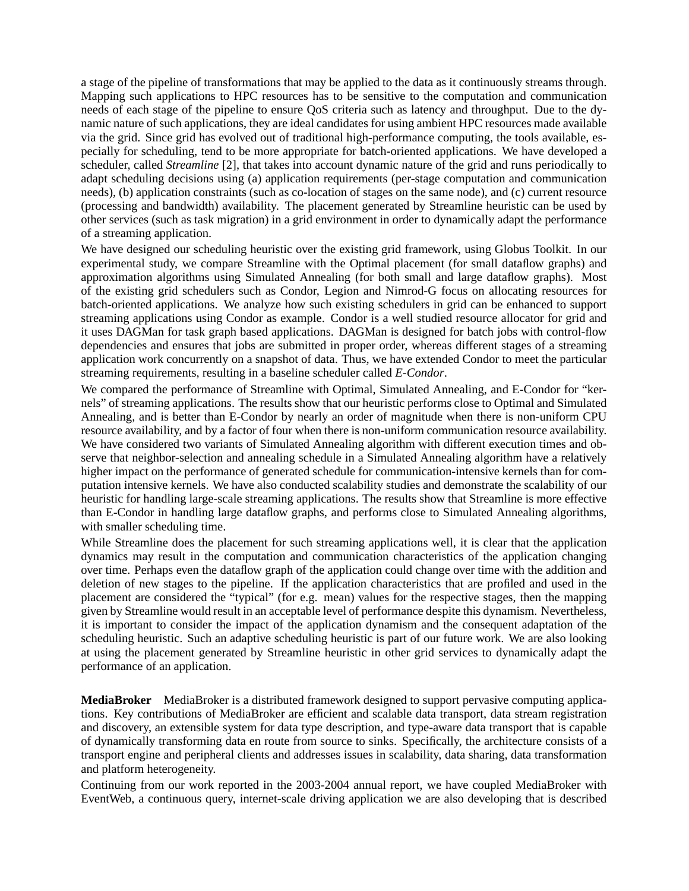a stage of the pipeline of transformations that may be applied to the data as it continuously streams through. Mapping such applications to HPC resources has to be sensitive to the computation and communication needs of each stage of the pipeline to ensure QoS criteria such as latency and throughput. Due to the dynamic nature of such applications, they are ideal candidates for using ambient HPC resources made available via the grid. Since grid has evolved out of traditional high-performance computing, the tools available, especially for scheduling, tend to be more appropriate for batch-oriented applications. We have developed a scheduler, called *Streamline* [2], that takes into account dynamic nature of the grid and runs periodically to adapt scheduling decisions using (a) application requirements (per-stage computation and communication needs), (b) application constraints (such as co-location of stages on the same node), and (c) current resource (processing and bandwidth) availability. The placement generated by Streamline heuristic can be used by other services (such as task migration) in a grid environment in order to dynamically adapt the performance of a streaming application.

We have designed our scheduling heuristic over the existing grid framework, using Globus Toolkit. In our experimental study, we compare Streamline with the Optimal placement (for small dataflow graphs) and approximation algorithms using Simulated Annealing (for both small and large dataflow graphs). Most of the existing grid schedulers such as Condor, Legion and Nimrod-G focus on allocating resources for batch-oriented applications. We analyze how such existing schedulers in grid can be enhanced to support streaming applications using Condor as example. Condor is a well studied resource allocator for grid and it uses DAGMan for task graph based applications. DAGMan is designed for batch jobs with control-flow dependencies and ensures that jobs are submitted in proper order, whereas different stages of a streaming application work concurrently on a snapshot of data. Thus, we have extended Condor to meet the particular streaming requirements, resulting in a baseline scheduler called *E-Condor*.

We compared the performance of Streamline with Optimal, Simulated Annealing, and E-Condor for "kernels" of streaming applications. The results show that our heuristic performs close to Optimal and Simulated Annealing, and is better than E-Condor by nearly an order of magnitude when there is non-uniform CPU resource availability, and by a factor of four when there is non-uniform communication resource availability. We have considered two variants of Simulated Annealing algorithm with different execution times and observe that neighbor-selection and annealing schedule in a Simulated Annealing algorithm have a relatively higher impact on the performance of generated schedule for communication-intensive kernels than for computation intensive kernels. We have also conducted scalability studies and demonstrate the scalability of our heuristic for handling large-scale streaming applications. The results show that Streamline is more effective than E-Condor in handling large dataflow graphs, and performs close to Simulated Annealing algorithms, with smaller scheduling time.

While Streamline does the placement for such streaming applications well, it is clear that the application dynamics may result in the computation and communication characteristics of the application changing over time. Perhaps even the dataflow graph of the application could change over time with the addition and deletion of new stages to the pipeline. If the application characteristics that are profiled and used in the placement are considered the "typical" (for e.g. mean) values for the respective stages, then the mapping given by Streamline would result in an acceptable level of performance despite this dynamism. Nevertheless, it is important to consider the impact of the application dynamism and the consequent adaptation of the scheduling heuristic. Such an adaptive scheduling heuristic is part of our future work. We are also looking at using the placement generated by Streamline heuristic in other grid services to dynamically adapt the performance of an application.

**MediaBroker** MediaBroker is a distributed framework designed to support pervasive computing applications. Key contributions of MediaBroker are efficient and scalable data transport, data stream registration and discovery, an extensible system for data type description, and type-aware data transport that is capable of dynamically transforming data en route from source to sinks. Specifically, the architecture consists of a transport engine and peripheral clients and addresses issues in scalability, data sharing, data transformation and platform heterogeneity.

Continuing from our work reported in the 2003-2004 annual report, we have coupled MediaBroker with EventWeb, a continuous query, internet-scale driving application we are also developing that is described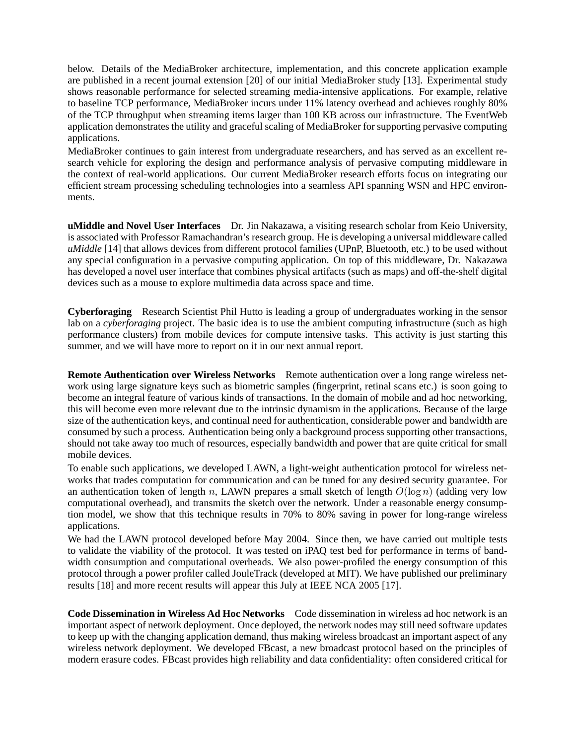below. Details of the MediaBroker architecture, implementation, and this concrete application example are published in a recent journal extension [20] of our initial MediaBroker study [13]. Experimental study shows reasonable performance for selected streaming media-intensive applications. For example, relative to baseline TCP performance, MediaBroker incurs under 11% latency overhead and achieves roughly 80% of the TCP throughput when streaming items larger than 100 KB across our infrastructure. The EventWeb application demonstrates the utility and graceful scaling of MediaBroker for supporting pervasive computing applications.

MediaBroker continues to gain interest from undergraduate researchers, and has served as an excellent research vehicle for exploring the design and performance analysis of pervasive computing middleware in the context of real-world applications. Our current MediaBroker research efforts focus on integrating our efficient stream processing scheduling technologies into a seamless API spanning WSN and HPC environments.

**uMiddle and Novel User Interfaces** Dr. Jin Nakazawa, a visiting research scholar from Keio University, is associated with Professor Ramachandran's research group. He is developing a universal middleware called *uMiddle* [14] that allows devices from different protocol families (UPnP, Bluetooth, etc.) to be used without any special configuration in a pervasive computing application. On top of this middleware, Dr. Nakazawa has developed a novel user interface that combines physical artifacts (such as maps) and off-the-shelf digital devices such as a mouse to explore multimedia data across space and time.

**Cyberforaging** Research Scientist Phil Hutto is leading a group of undergraduates working in the sensor lab on a *cyberforaging* project. The basic idea is to use the ambient computing infrastructure (such as high performance clusters) from mobile devices for compute intensive tasks. This activity is just starting this summer, and we will have more to report on it in our next annual report.

**Remote Authentication over Wireless Networks** Remote authentication over a long range wireless network using large signature keys such as biometric samples (fingerprint, retinal scans etc.) is soon going to become an integral feature of various kinds of transactions. In the domain of mobile and ad hoc networking, this will become even more relevant due to the intrinsic dynamism in the applications. Because of the large size of the authentication keys, and continual need for authentication, considerable power and bandwidth are consumed by such a process. Authentication being only a background process supporting other transactions, should not take away too much of resources, especially bandwidth and power that are quite critical for small mobile devices.

To enable such applications, we developed LAWN, a light-weight authentication protocol for wireless networks that trades computation for communication and can be tuned for any desired security guarantee. For an authentication token of length $n$, LAWN prepares a small sketch of length $O(\log n)$ (adding very low computational overhead), and transmits the sketch over the network. Under a reasonable energy consumption model, we show that this technique results in 70% to 80% saving in power for long-range wireless applications.

We had the LAWN protocol developed before May 2004. Since then, we have carried out multiple tests to validate the viability of the protocol. It was tested on iPAQ test bed for performance in terms of bandwidth consumption and computational overheads. We also power-profiled the energy consumption of this protocol through a power profiler called JouleTrack (developed at MIT). We have published our preliminary results [18] and more recent results will appear this July at IEEE NCA 2005 [17].

**Code Dissemination in Wireless Ad Hoc Networks** Code dissemination in wireless ad hoc network is an important aspect of network deployment. Once deployed, the network nodes may still need software updates to keep up with the changing application demand, thus making wireless broadcast an important aspect of any wireless network deployment. We developed FBcast, a new broadcast protocol based on the principles of modern erasure codes. FBcast provides high reliability and data confidentiality: often considered critical for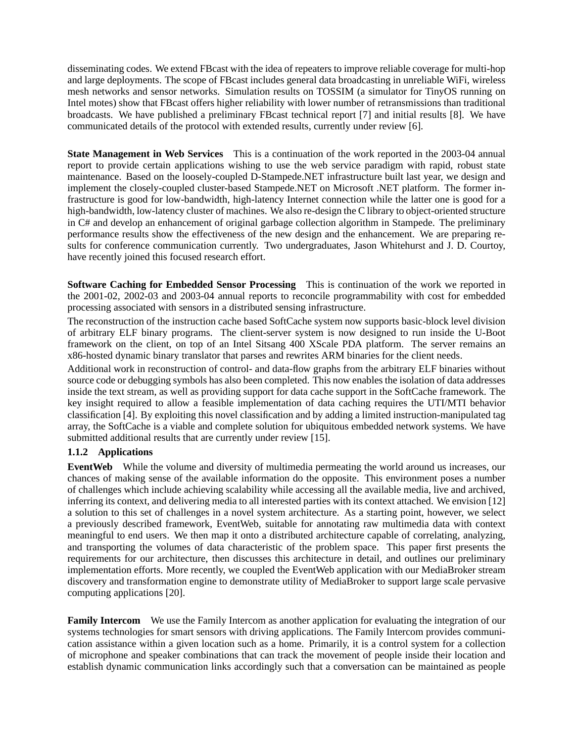disseminating codes. We extend FBcast with the idea of repeaters to improve reliable coverage for multi-hop and large deployments. The scope of FBcast includes general data broadcasting in unreliable WiFi, wireless mesh networks and sensor networks. Simulation results on TOSSIM (a simulator for TinyOS running on Intel motes) show that FBcast offers higher reliability with lower number of retransmissions than traditional broadcasts. We have published a preliminary FBcast technical report [7] and initial results [8]. We have communicated details of the protocol with extended results, currently under review [6].

**State Management in Web Services** This is a continuation of the work reported in the 2003-04 annual report to provide certain applications wishing to use the web service paradigm with rapid, robust state maintenance. Based on the loosely-coupled D-Stampede.NET infrastructure built last year, we design and implement the closely-coupled cluster-based Stampede.NET on Microsoft .NET platform. The former infrastructure is good for low-bandwidth, high-latency Internet connection while the latter one is good for a high-bandwidth, low-latency cluster of machines. We also re-design the C library to object-oriented structure in C# and develop an enhancement of original garbage collection algorithm in Stampede. The preliminary performance results show the effectiveness of the new design and the enhancement. We are preparing results for conference communication currently. Two undergraduates, Jason Whitehurst and J. D. Courtoy, have recently joined this focused research effort.

**Software Caching for Embedded Sensor Processing** This is continuation of the work we reported in the 2001-02, 2002-03 and 2003-04 annual reports to reconcile programmability with cost for embedded processing associated with sensors in a distributed sensing infrastructure.

The reconstruction of the instruction cache based SoftCache system now supports basic-block level division of arbitrary ELF binary programs. The client-server system is now designed to run inside the U-Boot framework on the client, on top of an Intel Sitsang 400 XScale PDA platform. The server remains an x86-hosted dynamic binary translator that parses and rewrites ARM binaries for the client needs.

Additional work in reconstruction of control- and data-flow graphs from the arbitrary ELF binaries without source code or debugging symbols has also been completed. This now enables the isolation of data addresses inside the text stream, as well as providing support for data cache support in the SoftCache framework. The key insight required to allow a feasible implementation of data caching requires the UTI/MTI behavior classification [4]. By exploiting this novel classification and by adding a limited instruction-manipulated tag array, the SoftCache is a viable and complete solution for ubiquitous embedded network systems. We have submitted additional results that are currently under review [15].

### 1.1.2 Applications

**EventWeb** While the volume and diversity of multimedia permeating the world around us increases, our chances of making sense of the available information do the opposite. This environment poses a number of challenges which include achieving scalability while accessing all the available media, live and archived, inferring its context, and delivering media to all interested parties with its context attached. We envision [12] a solution to this set of challenges in a novel system architecture. As a starting point, however, we select a previously described framework, EventWeb, suitable for annotating raw multimedia data with context meaningful to end users. We then map it onto a distributed architecture capable of correlating, analyzing, and transporting the volumes of data characteristic of the problem space. This paper first presents the requirements for our architecture, then discusses this architecture in detail, and outlines our preliminary implementation efforts. More recently, we coupled the EventWeb application with our MediaBroker stream discovery and transformation engine to demonstrate utility of MediaBroker to support large scale pervasive computing applications [20].

**Family Intercom** We use the Family Intercom as another application for evaluating the integration of our systems technologies for smart sensors with driving applications. The Family Intercom provides communication assistance within a given location such as a home. Primarily, it is a control system for a collection of microphone and speaker combinations that can track the movement of people inside their location and establish dynamic communication links accordingly such that a conversation can be maintained as people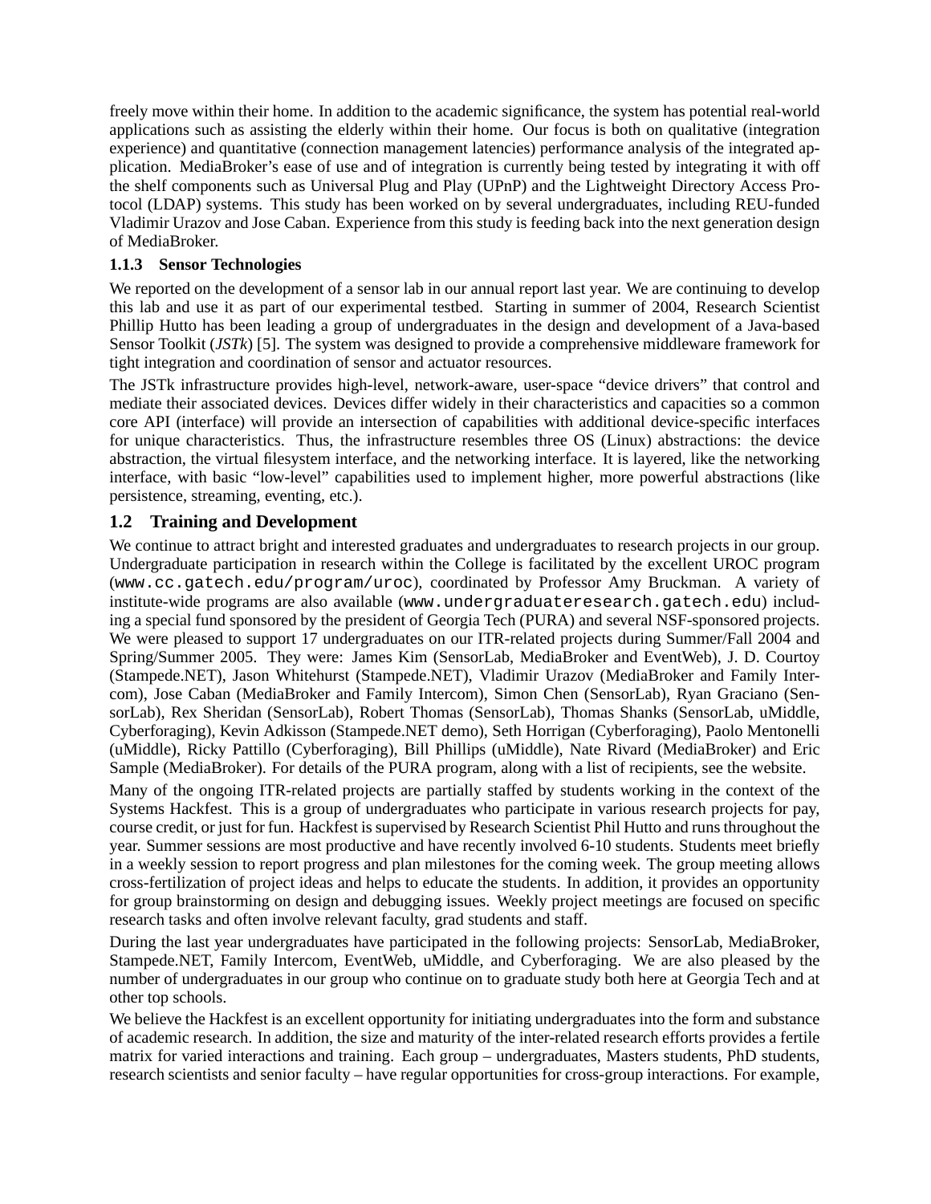freely move within their home. In addition to the academic significance, the system has potential real-world applications such as assisting the elderly within their home. Our focus is both on qualitative (integration experience) and quantitative (connection management latencies) performance analysis of the integrated application. MediaBroker's ease of use and of integration is currently being tested by integrating it with off the shelf components such as Universal Plug and Play (UPnP) and the Lightweight Directory Access Protocol (LDAP) systems. This study has been worked on by several undergraduates, including REU-funded Vladimir Urazov and Jose Caban. Experience from this study is feeding back into the next generation design of MediaBroker.

#### 1.1.3 Sensor Technologies

We reported on the development of a sensor lab in our annual report last year. We are continuing to develop this lab and use it as part of our experimental testbed. Starting in summer of 2004, Research Scientist Phillip Hutto has been leading a group of undergraduates in the design and development of a Java-based Sensor Toolkit (*JSTk*) [5]. The system was designed to provide a comprehensive middleware framework for tight integration and coordination of sensor and actuator resources.

The JSTk infrastructure provides high-level, network-aware, user-space "device drivers" that control and mediate their associated devices. Devices differ widely in their characteristics and capacities so a common core API (interface) will provide an intersection of capabilities with additional device-specific interfaces for unique characteristics. Thus, the infrastructure resembles three OS (Linux) abstractions: the device abstraction, the virtual filesystem interface, and the networking interface. It is layered, like the networking interface, with basic "low-level" capabilities used to implement higher, more powerful abstractions (like persistence, streaming, eventing, etc.).

### 1.2 Training and Development

We continue to attract bright and interested graduates and undergraduates to research projects in our group. Undergraduate participation in research within the College is facilitated by the excellent UROC program (`www.cc.gatech.edu/program/uroc`), coordinated by Professor Amy Bruckman. A variety of institute-wide programs are also available (`www.undergraduateresearch.gatech.edu`) including a special fund sponsored by the president of Georgia Tech (PURA) and several NSF-sponsored projects. We were pleased to support 17 undergraduates on our ITR-related projects during Summer/Fall 2004 and Spring/Summer 2005. They were: James Kim (SensorLab, MediaBroker and EventWeb), J. D. Courtoy (Stampede.NET), Jason Whitehurst (Stampede.NET), Vladimir Urazov (MediaBroker and Family Intercom), Jose Caban (MediaBroker and Family Intercom), Simon Chen (SensorLab), Ryan Graciano (SensorLab), Rex Sheridan (SensorLab), Robert Thomas (SensorLab), Thomas Shanks (SensorLab, uMiddle, Cyberforaging), Kevin Adkisson (Stampede.NET demo), Seth Horrigan (Cyberforaging), Paolo Mentonelli (uMiddle), Ricky Pattillo (Cyberforaging), Bill Phillips (uMiddle), Nate Rivard (MediaBroker) and Eric Sample (MediaBroker). For details of the PURA program, along with a list of recipients, see the website.

Many of the ongoing ITR-related projects are partially staffed by students working in the context of the Systems Hackfest. This is a group of undergraduates who participate in various research projects for pay, course credit, or just for fun. Hackfest is supervised by Research Scientist Phil Hutto and runs throughout the year. Summer sessions are most productive and have recently involved 6-10 students. Students meet briefly in a weekly session to report progress and plan milestones for the coming week. The group meeting allows cross-fertilization of project ideas and helps to educate the students. In addition, it provides an opportunity for group brainstorming on design and debugging issues. Weekly project meetings are focused on specific research tasks and often involve relevant faculty, grad students and staff.

During the last year undergraduates have participated in the following projects: SensorLab, MediaBroker, Stampede.NET, Family Intercom, EventWeb, uMiddle, and Cyberforaging. We are also pleased by the number of undergraduates in our group who continue on to graduate study both here at Georgia Tech and at other top schools.

We believe the Hackfest is an excellent opportunity for initiating undergraduates into the form and substance of academic research. In addition, the size and maturity of the inter-related research efforts provides a fertile matrix for varied interactions and training. Each group – undergraduates, Masters students, PhD students, research scientists and senior faculty – have regular opportunities for cross-group interactions. For example,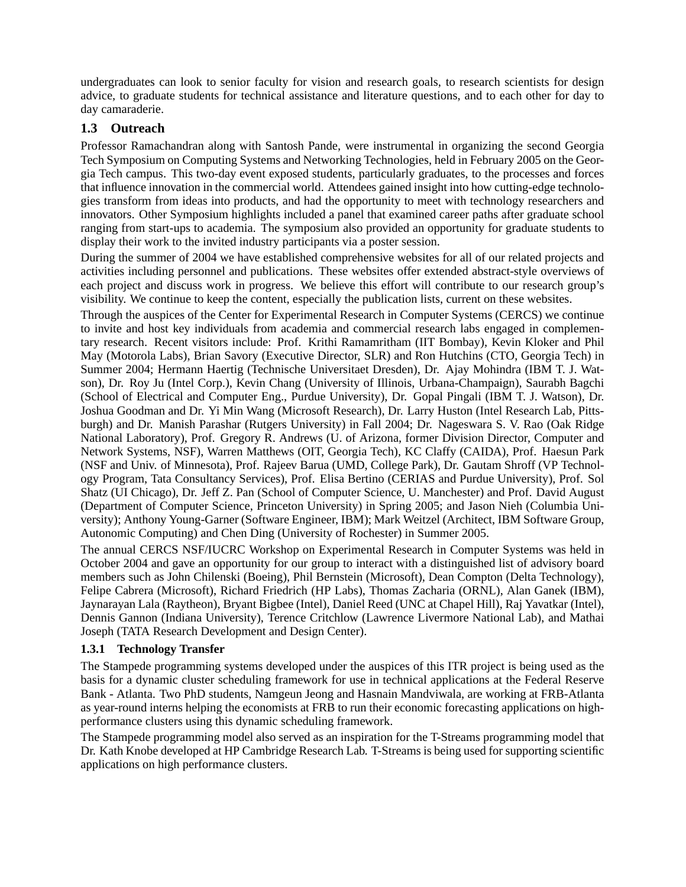undergraduates can look to senior faculty for vision and research goals, to research scientists for design advice, to graduate students for technical assistance and literature questions, and to each other for day to day camaraderie.

## 1.3 Outreach

Professor Ramachandran along with Santosh Pande, were instrumental in organizing the second Georgia Tech Symposium on Computing Systems and Networking Technologies, held in February 2005 on the Georgia Tech campus. This two-day event exposed students, particularly graduates, to the processes and forces that influence innovation in the commercial world. Attendees gained insight into how cutting-edge technologies transform from ideas into products, and had the opportunity to meet with technology researchers and innovators. Other Symposium highlights included a panel that examined career paths after graduate school ranging from start-ups to academia. The symposium also provided an opportunity for graduate students to display their work to the invited industry participants via a poster session.

During the summer of 2004 we have established comprehensive websites for all of our related projects and activities including personnel and publications. These websites offer extended abstract-style overviews of each project and discuss work in progress. We believe this effort will contribute to our research group's visibility. We continue to keep the content, especially the publication lists, current on these websites.

Through the auspices of the Center for Experimental Research in Computer Systems (CERCS) we continue to invite and host key individuals from academia and commercial research labs engaged in complementary research. Recent visitors include: Prof. Krithi Ramamritham (IIT Bombay), Kevin Kloker and Phil May (Motorola Labs), Brian Savory (Executive Director, SLR) and Ron Hutchins (CTO, Georgia Tech) in Summer 2004; Hermann Haertig (Technische Universitaet Dresden), Dr. Ajay Mohindra (IBM T. J. Watson), Dr. Roy Ju (Intel Corp.), Kevin Chang (University of Illinois, Urbana-Champaign), Saurabh Bagchi (School of Electrical and Computer Eng., Purdue University), Dr. Gopal Pingali (IBM T. J. Watson), Dr. Joshua Goodman and Dr. Yi Min Wang (Microsoft Research), Dr. Larry Huston (Intel Research Lab, Pittsburgh) and Dr. Manish Parashar (Rutgers University) in Fall 2004; Dr. Nageswara S. V. Rao (Oak Ridge National Laboratory), Prof. Gregory R. Andrews (U. of Arizona, former Division Director, Computer and Network Systems, NSF), Warren Matthews (OIT, Georgia Tech), KC Claffy (CAIDA), Prof. Haesun Park (NSF and Univ. of Minnesota), Prof. Rajeev Barua (UMD, College Park), Dr. Gautam Shroff (VP Technology Program, Tata Consultancy Services), Prof. Elisa Bertino (CERIAS and Purdue University), Prof. Sol Shatz (UI Chicago), Dr. Jeff Z. Pan (School of Computer Science, U. Manchester) and Prof. David August (Department of Computer Science, Princeton University) in Spring 2005; and Jason Nieh (Columbia University); Anthony Young-Garner (Software Engineer, IBM); Mark Weitzel (Architect, IBM Software Group, Autonomic Computing) and Chen Ding (University of Rochester) in Summer 2005.

The annual CERCS NSF/IUCRC Workshop on Experimental Research in Computer Systems was held in October 2004 and gave an opportunity for our group to interact with a distinguished list of advisory board members such as John Chilenski (Boeing), Phil Bernstein (Microsoft), Dean Compton (Delta Technology), Felipe Cabrera (Microsoft), Richard Friedrich (HP Labs), Thomas Zacharia (ORNL), Alan Ganek (IBM), Jaynarayan Lala (Raytheon), Bryant Bigbee (Intel), Daniel Reed (UNC at Chapel Hill), Raj Yavatkar (Intel), Dennis Gannon (Indiana University), Terence Critchlow (Lawrence Livermore National Lab), and Mathai Joseph (TATA Research Development and Design Center).

### 1.3.1 Technology Transfer

The Stampede programming systems developed under the auspices of this ITR project is being used as the basis for a dynamic cluster scheduling framework for use in technical applications at the Federal Reserve Bank - Atlanta. Two PhD students, Namgeun Jeong and Hasnain Mandviwala, are working at FRB-Atlanta as year-round interns helping the economists at FRB to run their economic forecasting applications on high-performance clusters using this dynamic scheduling framework.

The Stampede programming model also served as an inspiration for the T-Streams programming model that Dr. Kath Knobe developed at HP Cambridge Research Lab. T-Streams is being used for supporting scientific applications on high performance clusters.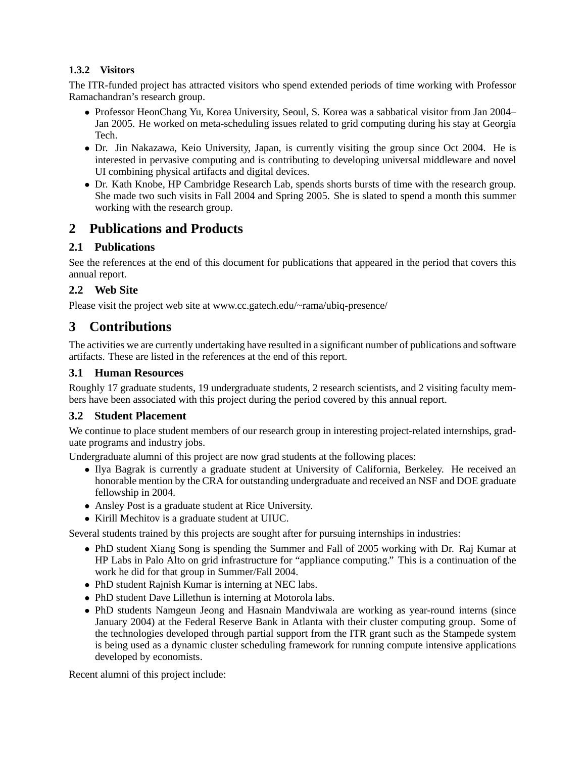#### 1.3.2 Visitors

The ITR-funded project has attracted visitors who spend extended periods of time working with Professor Ramachandran's research group.

- Professor HeonChang Yu, Korea University, Seoul, S. Korea was a sabbatical visitor from Jan 2004–Jan 2005. He worked on meta-scheduling issues related to grid computing during his stay at Georgia Tech.
- Dr. Jin Nakazawa, Keio University, Japan, is currently visiting the group since Oct 2004. He is interested in pervasive computing and is contributing to developing universal middleware and novel UI combining physical artifacts and digital devices.
- Dr. Kath Knobe, HP Cambridge Research Lab, spends shorts bursts of time with the research group. She made two such visits in Fall 2004 and Spring 2005. She is slated to spend a month this summer working with the research group.

# 2 Publications and Products

## 2.1 Publications

See the references at the end of this document for publications that appeared in the period that covers this annual report.

## 2.2 Web Site

Please visit the project web site at www.cc.gatech.edu/~rama/ubiq-presence/

# 3 Contributions

The activities we are currently undertaking have resulted in a significant number of publications and software artifacts. These are listed in the references at the end of this report.

## 3.1 Human Resources

Roughly 17 graduate students, 19 undergraduate students, 2 research scientists, and 2 visiting faculty members have been associated with this project during the period covered by this annual report.

## 3.2 Student Placement

We continue to place student members of our research group in interesting project-related internships, graduate programs and industry jobs.

Undergraduate alumni of this project are now grad students at the following places:

- Ilya Bagrak is currently a graduate student at University of California, Berkeley. He received an honorable mention by the CRA for outstanding undergraduate and received an NSF and DOE graduate fellowship in 2004.
- Ansley Post is a graduate student at Rice University.
- Kirill Mechitov is a graduate student at UIUC.

Several students trained by this projects are sought after for pursuing internships in industries:

- PhD student Xiang Song is spending the Summer and Fall of 2005 working with Dr. Raj Kumar at HP Labs in Palo Alto on grid infrastructure for "appliance computing." This is a continuation of the work he did for that group in Summer/Fall 2004.
- PhD student Rajnish Kumar is interning at NEC labs.
- PhD student Dave Lillethun is interning at Motorola labs.
- PhD students Namgeun Jeong and Hasnain Mandviwala are working as year-round interns (since January 2004) at the Federal Reserve Bank in Atlanta with their cluster computing group. Some of the technologies developed through partial support from the ITR grant such as the Stampede system is being used as a dynamic cluster scheduling framework for running compute intensive applications developed by economists.

Recent alumni of this project include: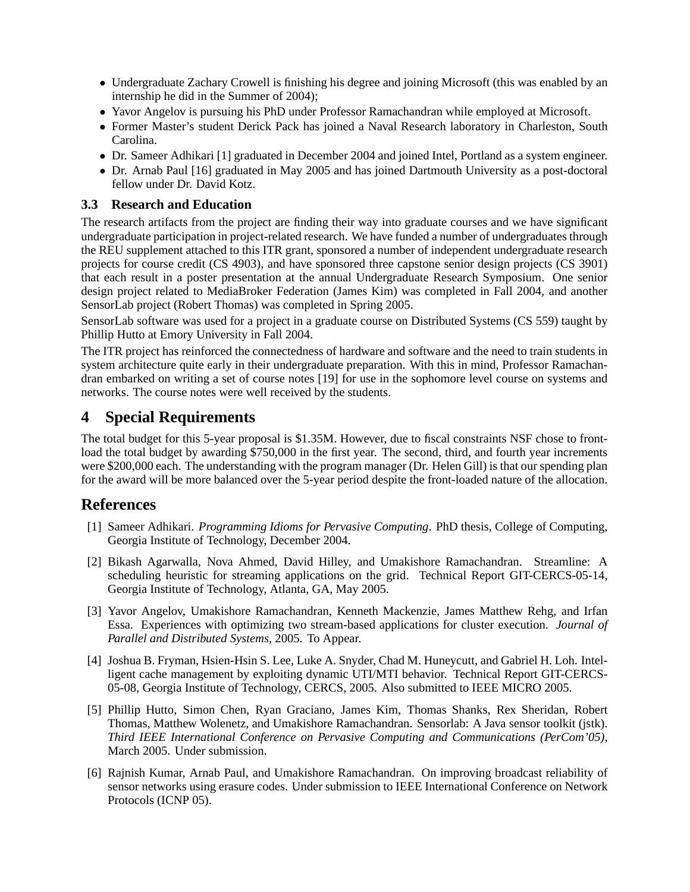- Undergraduate Zachary Crowell is finishing his degree and joining Microsoft (this was enabled by an internship he did in the Summer of 2004);
- Yavor Angelov is pursuing his PhD under Professor Ramachandran while employed at Microsoft.
- Former Master's student Derick Pack has joined a Naval Research laboratory in Charleston, South Carolina.
- Dr. Sameer Adhikari [1] graduated in December 2004 and joined Intel, Portland as a system engineer.
- Dr. Arnab Paul [16] graduated in May 2005 and has joined Dartmouth University as a post-doctoral fellow under Dr. David Kotz.

### 3.3 Research and Education

The research artifacts from the project are finding their way into graduate courses and we have significant undergraduate participation in project-related research. We have funded a number of undergraduates through the REU supplement attached to this ITR grant, sponsored a number of independent undergraduate research projects for course credit (CS 4903), and have sponsored three capstone senior design projects (CS 3901) that each result in a poster presentation at the annual Undergraduate Research Symposium. One senior design project related to MediaBroker Federation (James Kim) was completed in Fall 2004, and another SensorLab project (Robert Thomas) was completed in Spring 2005.

SensorLab software was used for a project in a graduate course on Distributed Systems (CS 559) taught by Phillip Hutto at Emory University in Fall 2004.

The ITR project has reinforced the connectedness of hardware and software and the need to train students in system architecture quite early in their undergraduate preparation. With this in mind, Professor Ramachandran embarked on writing a set of course notes [19] for use in the sophomore level course on systems and networks. The course notes were well received by the students.

## 4 Special Requirements

The total budget for this 5-year proposal is $1.35M. However, due to fiscal constraints NSF chose to front-load the total budget by awarding $750,000 in the first year. The second, third, and fourth year increments were $200,000 each. The understanding with the program manager (Dr. Helen Gill) is that our spending plan for the award will be more balanced over the 5-year period despite the front-loaded nature of the allocation.

## References

[1] Sameer Adhikari. *Programming Idioms for Pervasive Computing*. PhD thesis, College of Computing, Georgia Institute of Technology, December 2004.

[2] Bikash Agarwalla, Nova Ahmed, David Hilley, and Umakishore Ramachandran. Streamline: A scheduling heuristic for streaming applications on the grid. Technical Report GIT-CERCS-05-14, Georgia Institute of Technology, Atlanta, GA, May 2005.

[3] Yavor Angelov, Umakishore Ramachandran, Kenneth Mackenzie, James Matthew Rehg, and Irfan Essa. Experiences with optimizing two stream-based applications for cluster execution. *Journal of Parallel and Distributed Systems*, 2005. To Appear.

[4] Joshua B. Fryman, Hsien-Hsin S. Lee, Luke A. Snyder, Chad M. Huneycutt, and Gabriel H. Loh. Intelligent cache management by exploiting dynamic UTI/MTI behavior. Technical Report GIT-CERCS-05-08, Georgia Institute of Technology, CERCS, 2005. Also submitted to IEEE MICRO 2005.

[5] Phillip Hutto, Simon Chen, Ryan Graciano, James Kim, Thomas Shanks, Rex Sheridan, Robert Thomas, Matthew Wolenetz, and Umakishore Ramachandran. Sensorlab: A Java sensor toolkit (jstk). *Third IEEE International Conference on Pervasive Computing and Communications (PerCom'05)*, March 2005. Under submission.

[6] Rajnish Kumar, Arnab Paul, and Umakishore Ramachandran. On improving broadcast reliability of sensor networks using erasure codes. Under submission to IEEE International Conference on Network Protocols (ICNP 05).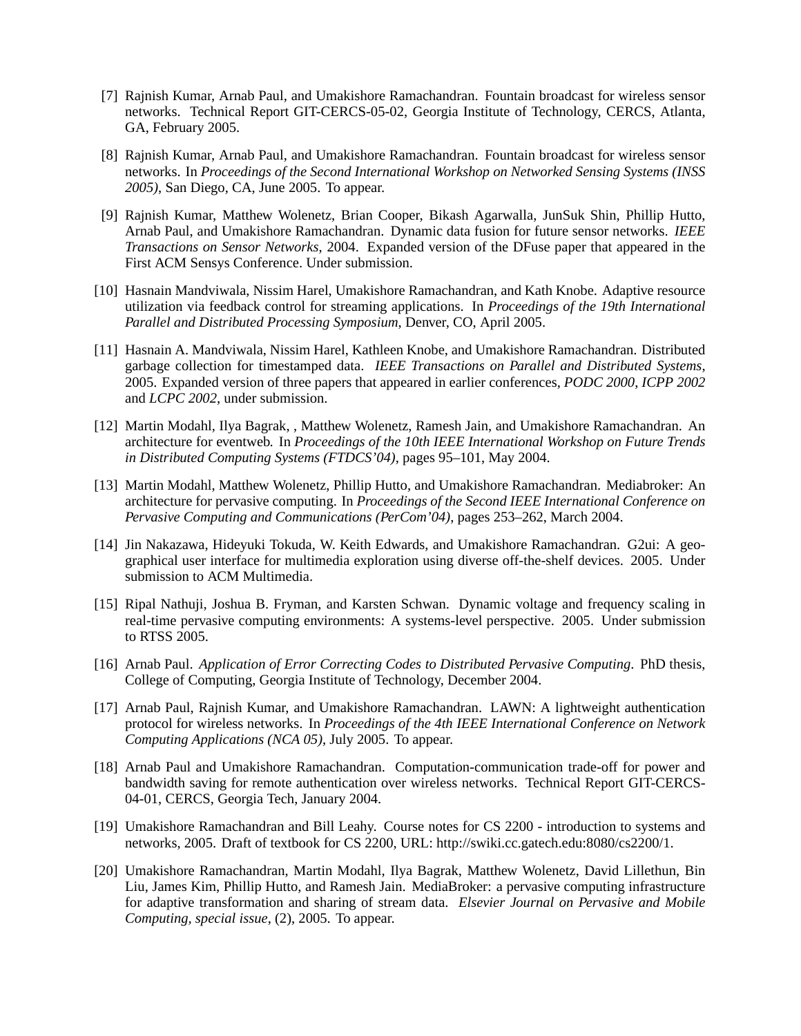[7] Rajnish Kumar, Arnab Paul, and Umakishore Ramachandran. Fountain broadcast for wireless sensor networks. Technical Report GIT-CERCS-05-02, Georgia Institute of Technology, CERCS, Atlanta, GA, February 2005.

[8] Rajnish Kumar, Arnab Paul, and Umakishore Ramachandran. Fountain broadcast for wireless sensor networks. In *Proceedings of the Second International Workshop on Networked Sensing Systems (INSS 2005)*, San Diego, CA, June 2005. To appear.

[9] Rajnish Kumar, Matthew Wolenetz, Brian Cooper, Bikash Agarwalla, JunSuk Shin, Phillip Hutto, Arnab Paul, and Umakishore Ramachandran. Dynamic data fusion for future sensor networks. *IEEE Transactions on Sensor Networks*, 2004. Expanded version of the DFuse paper that appeared in the First ACM Sensys Conference. Under submission.

[10] Hasnain Mandviwala, Nissim Harel, Umakishore Ramachandran, and Kath Knobe. Adaptive resource utilization via feedback control for streaming applications. In *Proceedings of the 19th International Parallel and Distributed Processing Symposium*, Denver, CO, April 2005.

[11] Hasnain A. Mandviwala, Nissim Harel, Kathleen Knobe, and Umakishore Ramachandran. Distributed garbage collection for timestamped data. *IEEE Transactions on Parallel and Distributed Systems*, 2005. Expanded version of three papers that appeared in earlier conferences, *PODC 2000*, *ICPP 2002* and *LCPC 2002*, under submission.

[12] Martin Modahl, Ilya Bagrak, , Matthew Wolenetz, Ramesh Jain, and Umakishore Ramachandran. An architecture for eventweb. In *Proceedings of the 10th IEEE International Workshop on Future Trends in Distributed Computing Systems (FTDCS'04)*, pages 95–101, May 2004.

[13] Martin Modahl, Matthew Wolenetz, Phillip Hutto, and Umakishore Ramachandran. Mediabroker: An architecture for pervasive computing. In *Proceedings of the Second IEEE International Conference on Pervasive Computing and Communications (PerCom'04)*, pages 253–262, March 2004.

[14] Jin Nakazawa, Hideyuki Tokuda, W. Keith Edwards, and Umakishore Ramachandran. G2ui: A geographical user interface for multimedia exploration using diverse off-the-shelf devices. 2005. Under submission to ACM Multimedia.

[15] Ripal Nathuji, Joshua B. Fryman, and Karsten Schwan. Dynamic voltage and frequency scaling in real-time pervasive computing environments: A systems-level perspective. 2005. Under submission to RTSS 2005.

[16] Arnab Paul. *Application of Error Correcting Codes to Distributed Pervasive Computing*. PhD thesis, College of Computing, Georgia Institute of Technology, December 2004.

[17] Arnab Paul, Rajnish Kumar, and Umakishore Ramachandran. LAWN: A lightweight authentication protocol for wireless networks. In *Proceedings of the 4th IEEE International Conference on Network Computing Applications (NCA 05)*, July 2005. To appear.

[18] Arnab Paul and Umakishore Ramachandran. Computation-communication trade-off for power and bandwidth saving for remote authentication over wireless networks. Technical Report GIT-CERCS-04-01, CERCS, Georgia Tech, January 2004.

[19] Umakishore Ramachandran and Bill Leahy. Course notes for CS 2200 - introduction to systems and networks, 2005. Draft of textbook for CS 2200, URL: http://swiki.cc.gatech.edu:8080/cs2200/1.

[20] Umakishore Ramachandran, Martin Modahl, Ilya Bagrak, Matthew Wolenetz, David Lillethun, Bin Liu, James Kim, Phillip Hutto, and Ramesh Jain. MediaBroker: a pervasive computing infrastructure for adaptive transformation and sharing of stream data. *Elsevier Journal on Pervasive and Mobile Computing, special issue*, (2), 2005. To appear.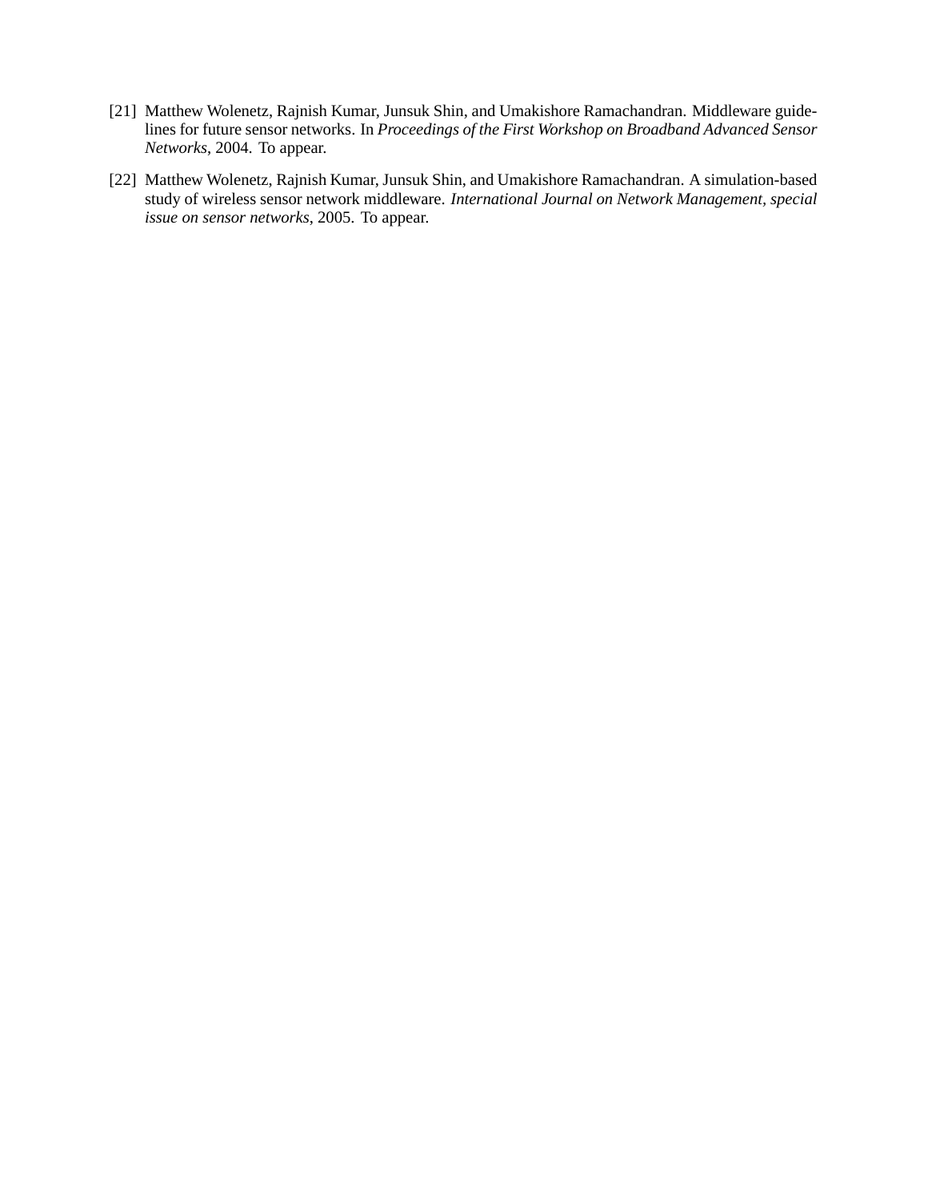[21] Matthew Wolenetz, Rajnish Kumar, Junsuk Shin, and Umakishore Ramachandran. Middleware guidelines for future sensor networks. In *Proceedings of the First Workshop on Broadband Advanced Sensor Networks*, 2004. To appear.

[22] Matthew Wolenetz, Rajnish Kumar, Junsuk Shin, and Umakishore Ramachandran. A simulation-based study of wireless sensor network middleware. *International Journal on Network Management, special issue on sensor networks*, 2005. To appear.